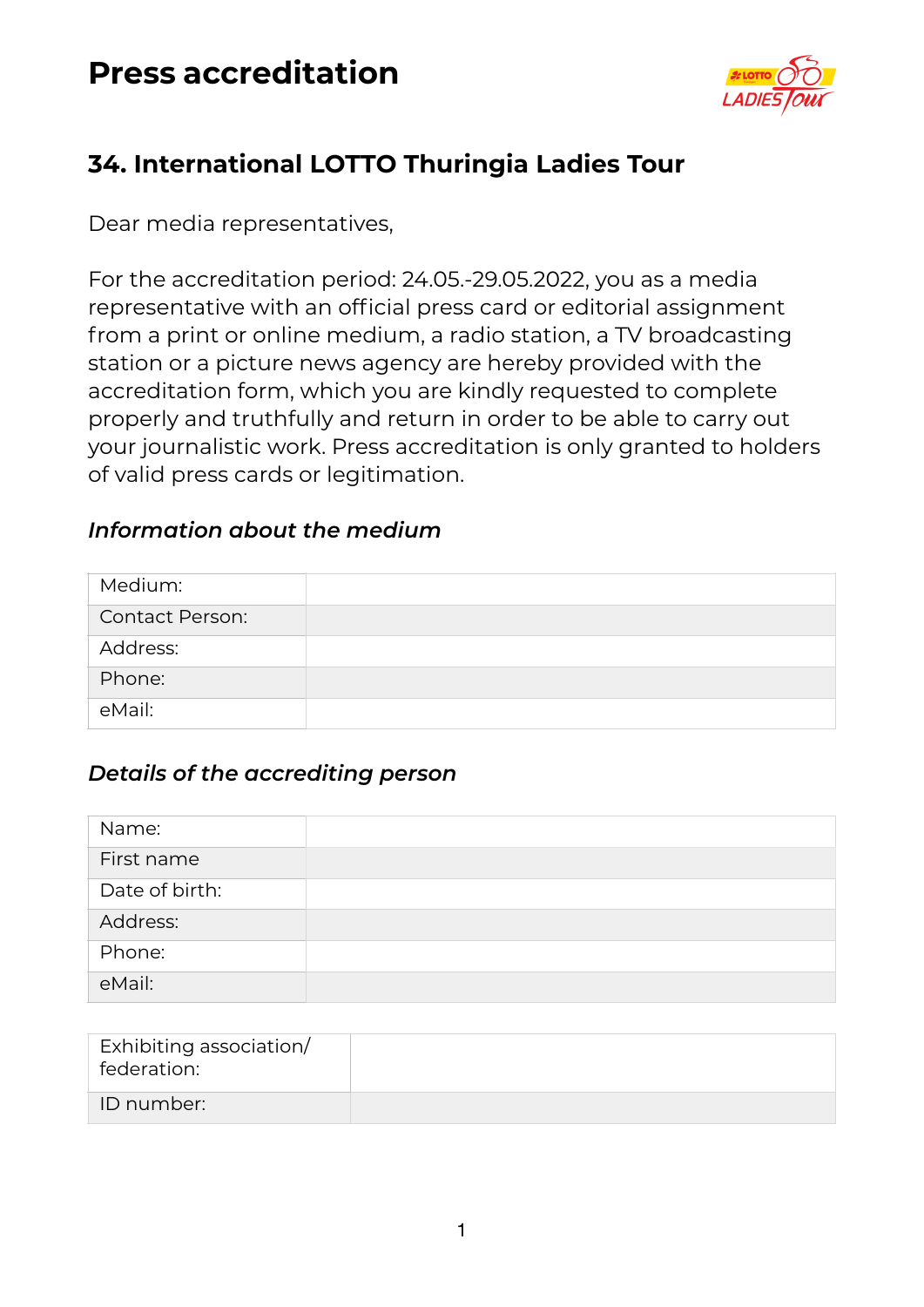# Press accreditation

## 34. International LOTTO Thuringia Ladies Tour

Dear media representatives,

For the accreditation period: 24.05.-29.05.2022, you as a media representative with an official press card or editorial assignment from a print or online medium, a radio station, a TV broadcasting station or a picture news agency are hereby provided with the accreditation form, which you are kindly requested to complete properly and truthfully and return in order to be able to carry out your journalistic work. Press accreditation is only granted to holders of valid press cards or legitimation.

### *Information about the medium*

| | |
|---|---|
| Medium: | |
| Contact Person: | |
| Address: | |
| Phone: | |
| eMail: | |

### *Details of the accrediting person*

| | |
|---|---|
| Name: | |
| First name | |
| Date of birth: | |
| Address: | |
| Phone: | |
| eMail: | |

| | |
|---|---|
| Exhibiting association/ federation: | |
| ID number: | |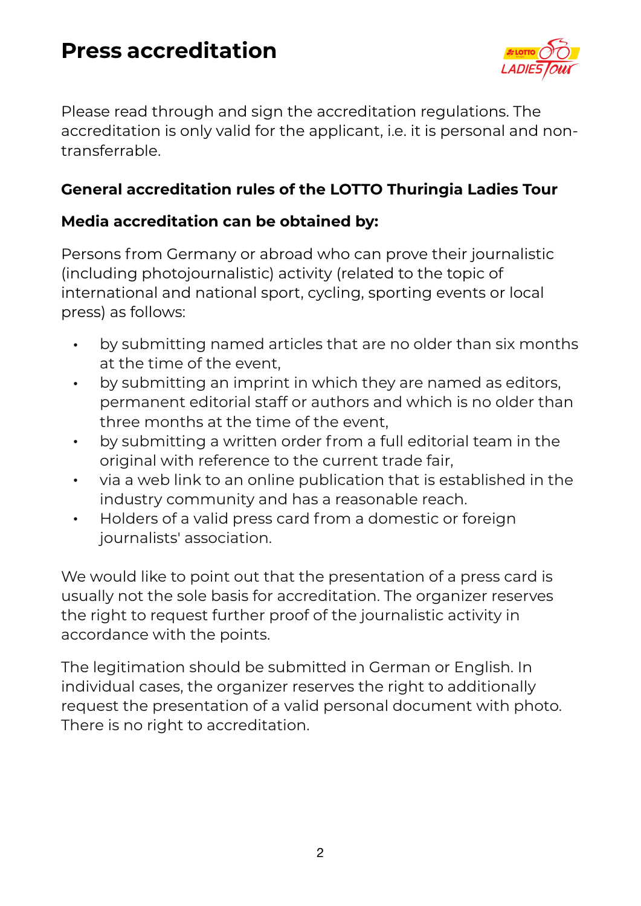# Press accreditation

Please read through and sign the accreditation regulations. The accreditation is only valid for the applicant, i.e. it is personal and non-transferrable.

**General accreditation rules of the LOTTO Thuringia Ladies Tour**

**Media accreditation can be obtained by:**

Persons from Germany or abroad who can prove their journalistic (including photojournalistic) activity (related to the topic of international and national sport, cycling, sporting events or local press) as follows:

- by submitting named articles that are no older than six months at the time of the event,
- by submitting an imprint in which they are named as editors, permanent editorial staff or authors and which is no older than three months at the time of the event,
- by submitting a written order from a full editorial team in the original with reference to the current trade fair,
- via a web link to an online publication that is established in the industry community and has a reasonable reach.
- Holders of a valid press card from a domestic or foreign journalists' association.

We would like to point out that the presentation of a press card is usually not the sole basis for accreditation. The organizer reserves the right to request further proof of the journalistic activity in accordance with the points.

The legitimation should be submitted in German or English. In individual cases, the organizer reserves the right to additionally request the presentation of a valid personal document with photo. There is no right to accreditation.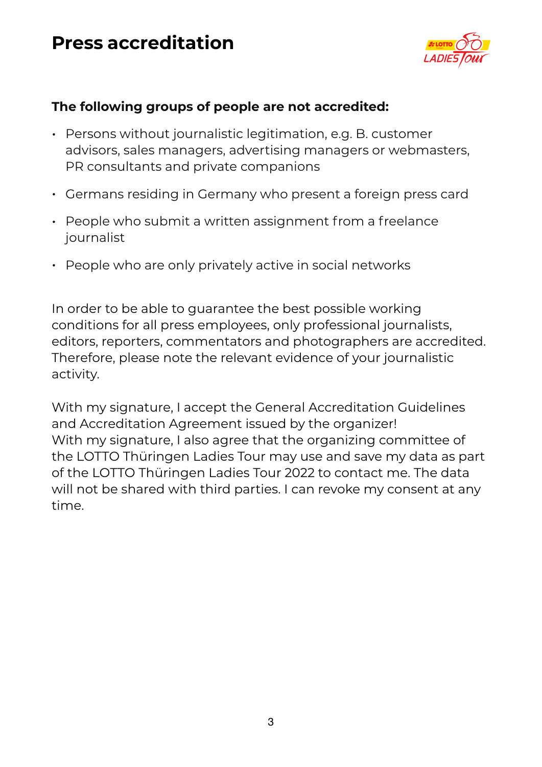# Press accreditation

**The following groups of people are not accredited:**

- Persons without journalistic legitimation, e.g. B. customer advisors, sales managers, advertising managers or webmasters, PR consultants and private companions
- Germans residing in Germany who present a foreign press card
- People who submit a written assignment from a freelance journalist
- People who are only privately active in social networks

In order to be able to guarantee the best possible working conditions for all press employees, only professional journalists, editors, reporters, commentators and photographers are accredited. Therefore, please note the relevant evidence of your journalistic activity.

With my signature, I accept the General Accreditation Guidelines and Accreditation Agreement issued by the organizer!
With my signature, I also agree that the organizing committee of the LOTTO Thüringen Ladies Tour may use and save my data as part of the LOTTO Thüringen Ladies Tour 2022 to contact me. The data will not be shared with third parties. I can revoke my consent at any time.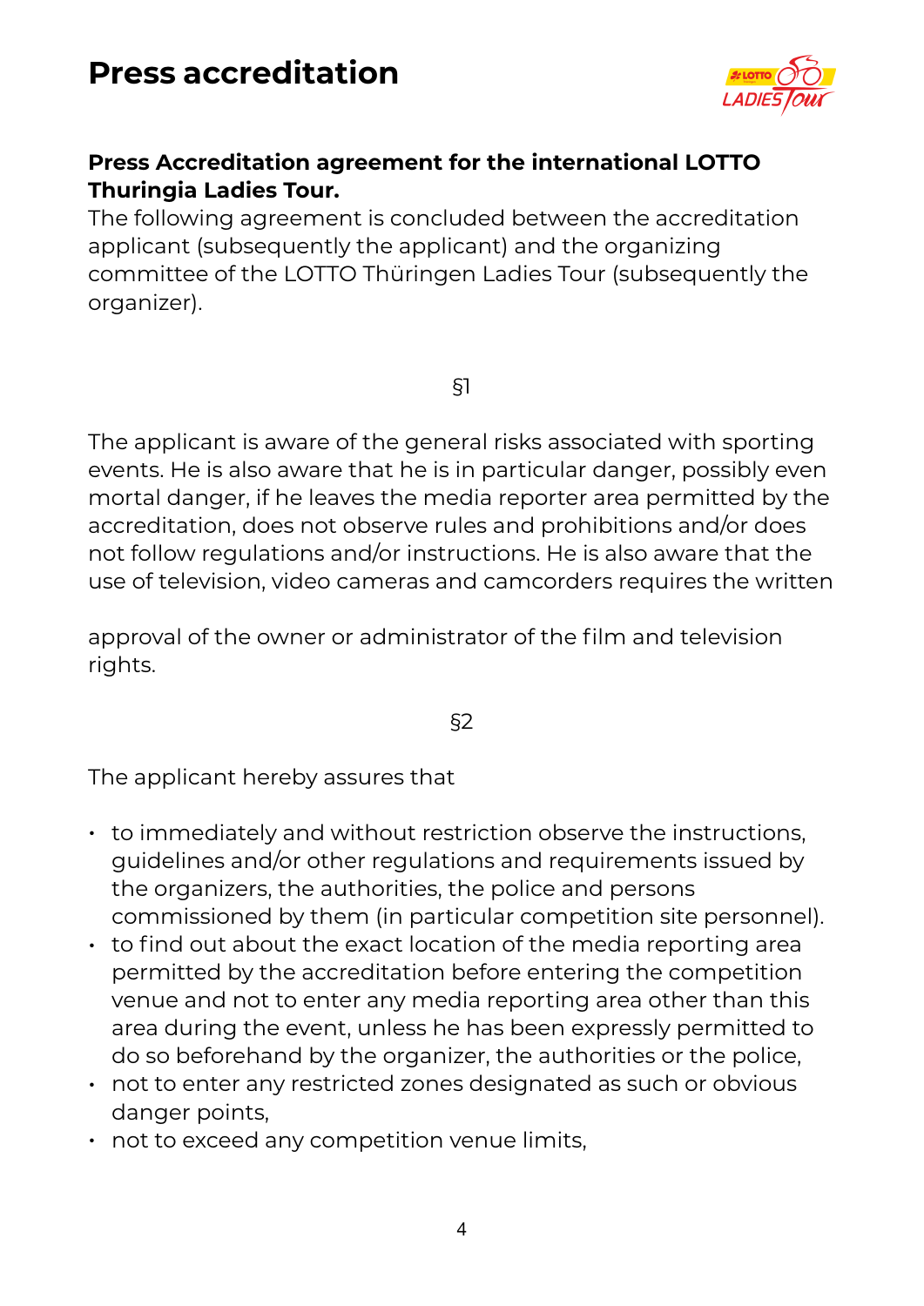# Press accreditation

**Press Accreditation agreement for the international LOTTO Thuringia Ladies Tour.**

The following agreement is concluded between the accreditation applicant (subsequently the applicant) and the organizing committee of the LOTTO Thüringen Ladies Tour (subsequently the organizer).

§1

The applicant is aware of the general risks associated with sporting events. He is also aware that he is in particular danger, possibly even mortal danger, if he leaves the media reporter area permitted by the accreditation, does not observe rules and prohibitions and/or does not follow regulations and/or instructions. He is also aware that the use of television, video cameras and camcorders requires the written approval of the owner or administrator of the film and television rights.

§2

The applicant hereby assures that

- to immediately and without restriction observe the instructions, guidelines and/or other regulations and requirements issued by the organizers, the authorities, the police and persons commissioned by them (in particular competition site personnel).
- to find out about the exact location of the media reporting area permitted by the accreditation before entering the competition venue and not to enter any media reporting area other than this area during the event, unless he has been expressly permitted to do so beforehand by the organizer, the authorities or the police,
- not to enter any restricted zones designated as such or obvious danger points,
- not to exceed any competition venue limits,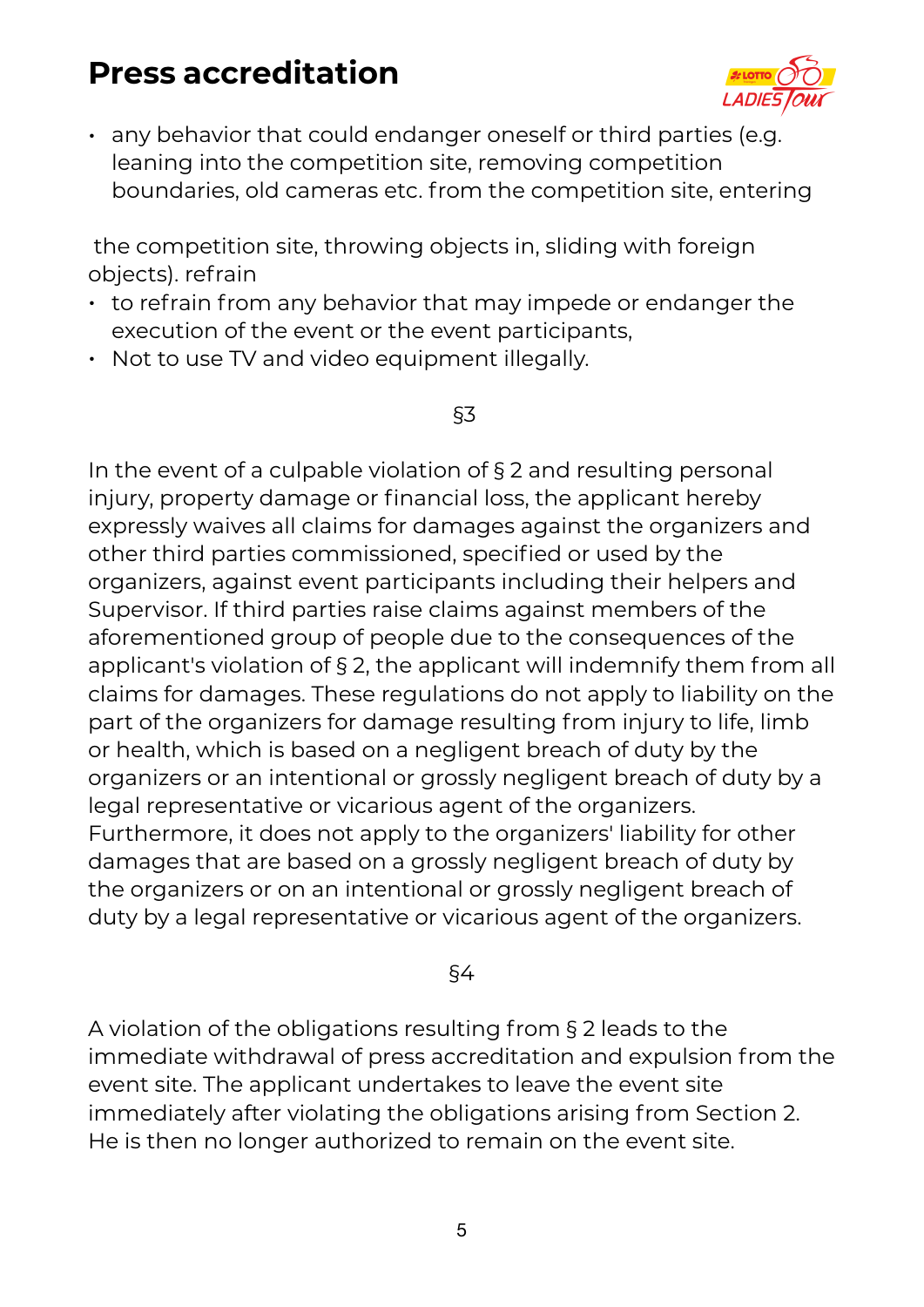# Press accreditation

- any behavior that could endanger oneself or third parties (e.g. leaning into the competition site, removing competition boundaries, old cameras etc. from the competition site, entering

the competition site, throwing objects in, sliding with foreign objects). refrain

- to refrain from any behavior that may impede or endanger the execution of the event or the event participants,
- Not to use TV and video equipment illegally.

§3

In the event of a culpable violation of § 2 and resulting personal injury, property damage or financial loss, the applicant hereby expressly waives all claims for damages against the organizers and other third parties commissioned, specified or used by the organizers, against event participants including their helpers and Supervisor. If third parties raise claims against members of the aforementioned group of people due to the consequences of the applicant's violation of § 2, the applicant will indemnify them from all claims for damages. These regulations do not apply to liability on the part of the organizers for damage resulting from injury to life, limb or health, which is based on a negligent breach of duty by the organizers or an intentional or grossly negligent breach of duty by a legal representative or vicarious agent of the organizers. Furthermore, it does not apply to the organizers' liability for other damages that are based on a grossly negligent breach of duty by the organizers or on an intentional or grossly negligent breach of duty by a legal representative or vicarious agent of the organizers.

§4

A violation of the obligations resulting from § 2 leads to the immediate withdrawal of press accreditation and expulsion from the event site. The applicant undertakes to leave the event site immediately after violating the obligations arising from Section 2. He is then no longer authorized to remain on the event site.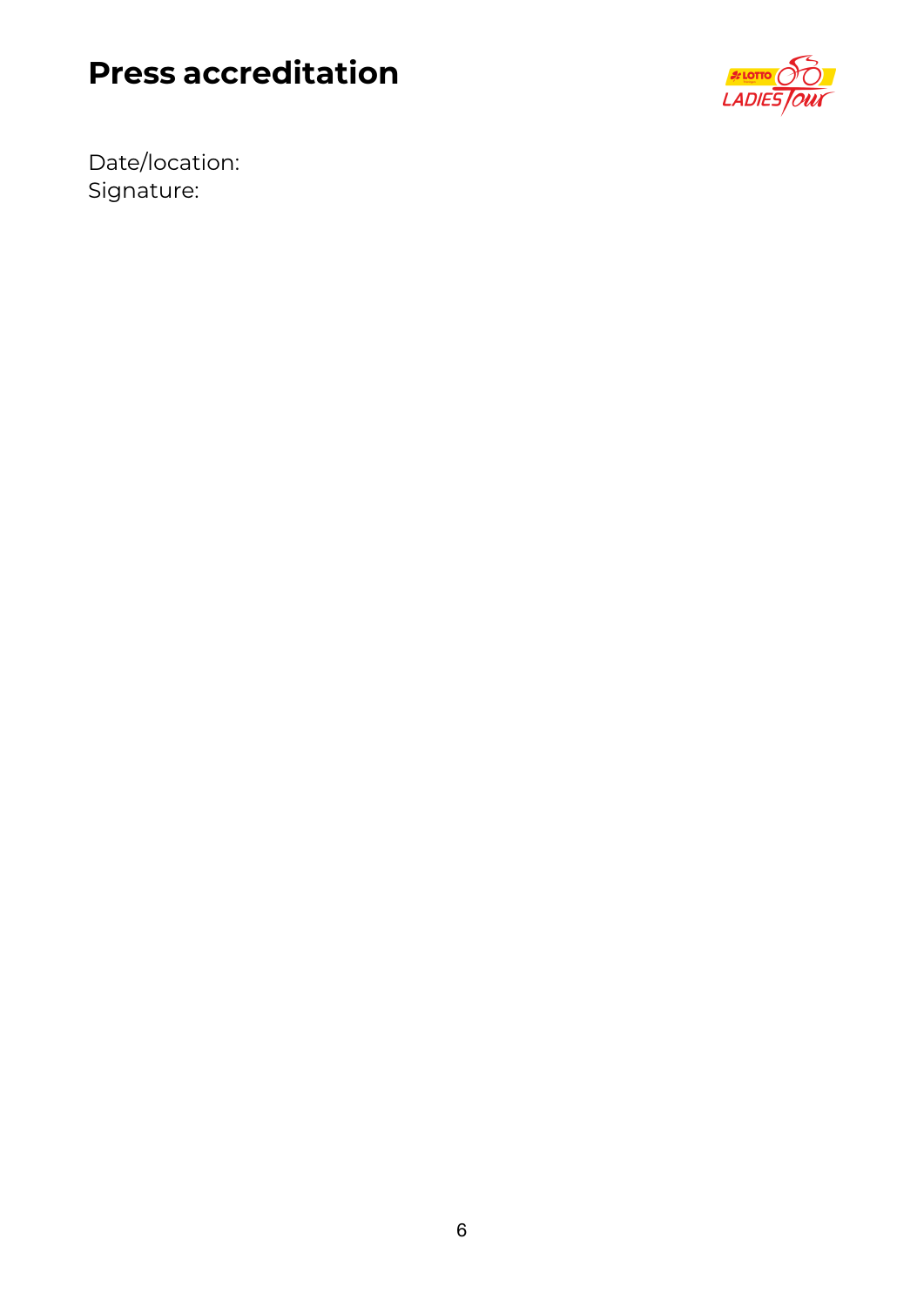# Press accreditation

Date/location:
Signature: